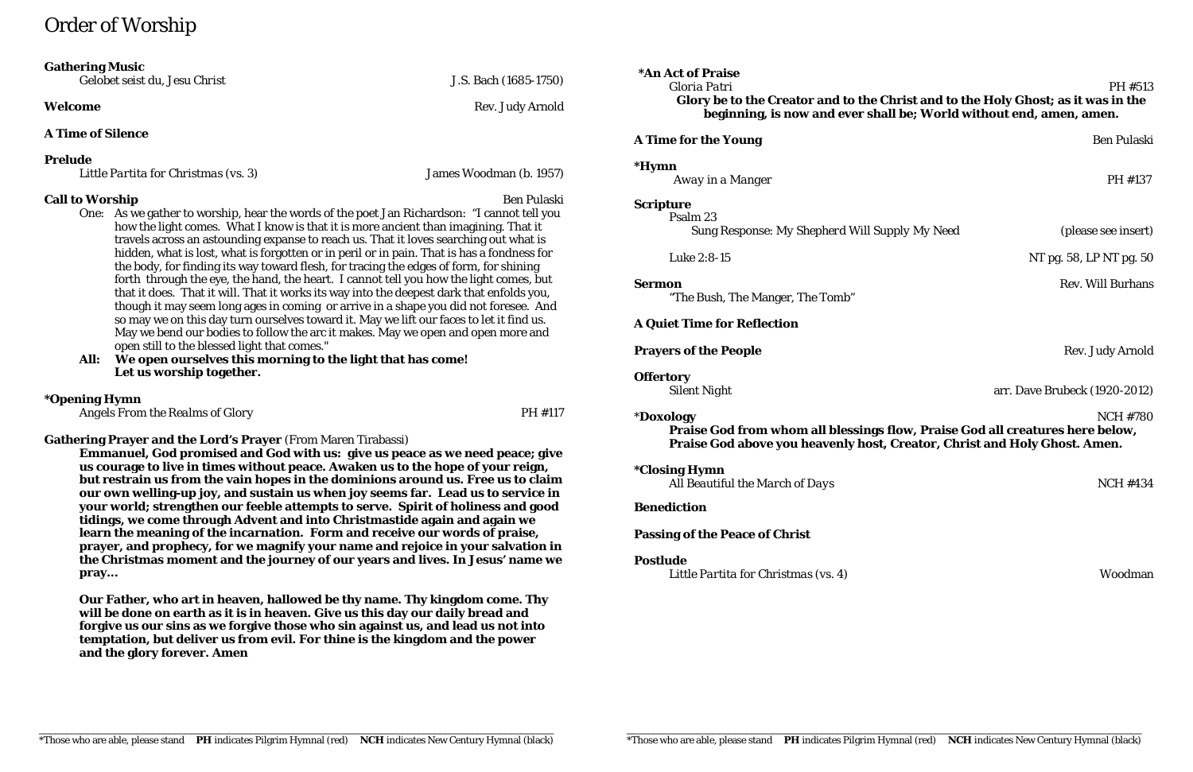# Order of Worship

**Gathering Music**
*Gelobet seist du, Jesu Christ* — J.S. Bach (1685-1750)

**Welcome** — Rev. Judy Arnold

**A Time of Silence**

**Prelude**
*Little Partita for Christmas (vs. 3)* — James Woodman (b. 1957)

**Call to Worship** — Ben Pulaski

One: As we gather to worship, hear the words of the poet Jan Richardson: "I cannot tell you how the light comes. What I know is that it is more ancient than imagining. That it travels across an astounding expanse to reach us. That it loves searching out what is hidden, what is lost, what is forgotten or in peril or in pain. That is has a fondness for the body, for finding its way toward flesh, for tracing the edges of form, for shining forth through the eye, the hand, the heart. I cannot tell you how the light comes, but that it does. That it will. That it works its way into the deepest dark that enfolds you, though it may seem long ages in coming or arrive in a shape you did not foresee. And so may we on this day turn ourselves toward it. May we lift our faces to let it find us. May we bend our bodies to follow the arc it makes. May we open and open more and open still to the blessed light that comes."

**All: We open ourselves this morning to the light that has come! Let us worship together.**

**\*Opening Hymn**
*Angels From the Realms of Glory* — PH #117

**Gathering Prayer and the Lord's Prayer** (From Maren Tirabassi)

**Emmanuel, God promised and God with us: give us peace as we need peace; give us courage to live in times without peace. Awaken us to the hope of your reign, but restrain us from the vain hopes in the dominions around us. Free us to claim our own welling-up joy, and sustain us when joy seems far. Lead us to service in your world; strengthen our feeble attempts to serve. Spirit of holiness and good tidings, we come through Advent and into Christmastide again and again we learn the meaning of the incarnation. Form and receive our words of praise, prayer, and prophecy, for we magnify your name and rejoice in your salvation in the Christmas moment and the journey of our years and lives. In Jesus' name we pray…**

**Our Father, who art in heaven, hallowed be thy name. Thy kingdom come. Thy will be done on earth as it is in heaven. Give us this day our daily bread and forgive us our sins as we forgive those who sin against us, and lead us not into temptation, but deliver us from evil. For thine is the kingdom and the power and the glory forever. Amen**

**\*An Act of Praise**
*Gloria Patri* — PH #513

**Glory be to the Creator and to the Christ and to the Holy Ghost; as it was in the beginning, is now and ever shall be; World without end, amen, amen.**

**A Time for the Young** — Ben Pulaski

**\*Hymn**
*Away in a Manger* — PH #137

**Scripture**
Psalm 23
Sung Response: My Shepherd Will Supply My Need — (please see insert)

Luke 2:8-15 — NT pg. 58, LP NT pg. 50

**Sermon** — Rev. Will Burhans
"The Bush, The Manger, The Tomb"

**A Quiet Time for Reflection**

**Prayers of the People** — Rev. Judy Arnold

**Offertory**
*Silent Night* — arr. Dave Brubeck (1920-2012)

**\*Doxology** — NCH #780

**Praise God from whom all blessings flow, Praise God all creatures here below, Praise God above you heavenly host, Creator, Christ and Holy Ghost. Amen.**

**\*Closing Hymn**
*All Beautiful the March of Days* — NCH #434

**Benediction**

**Passing of the Peace of Christ**

**Postlude**
*Little Partita for Christmas (vs. 4)* — Woodman

---

\*Those who are able, please stand **PH** indicates Pilgrim Hymnal (red) **NCH** indicates New Century Hymnal (black)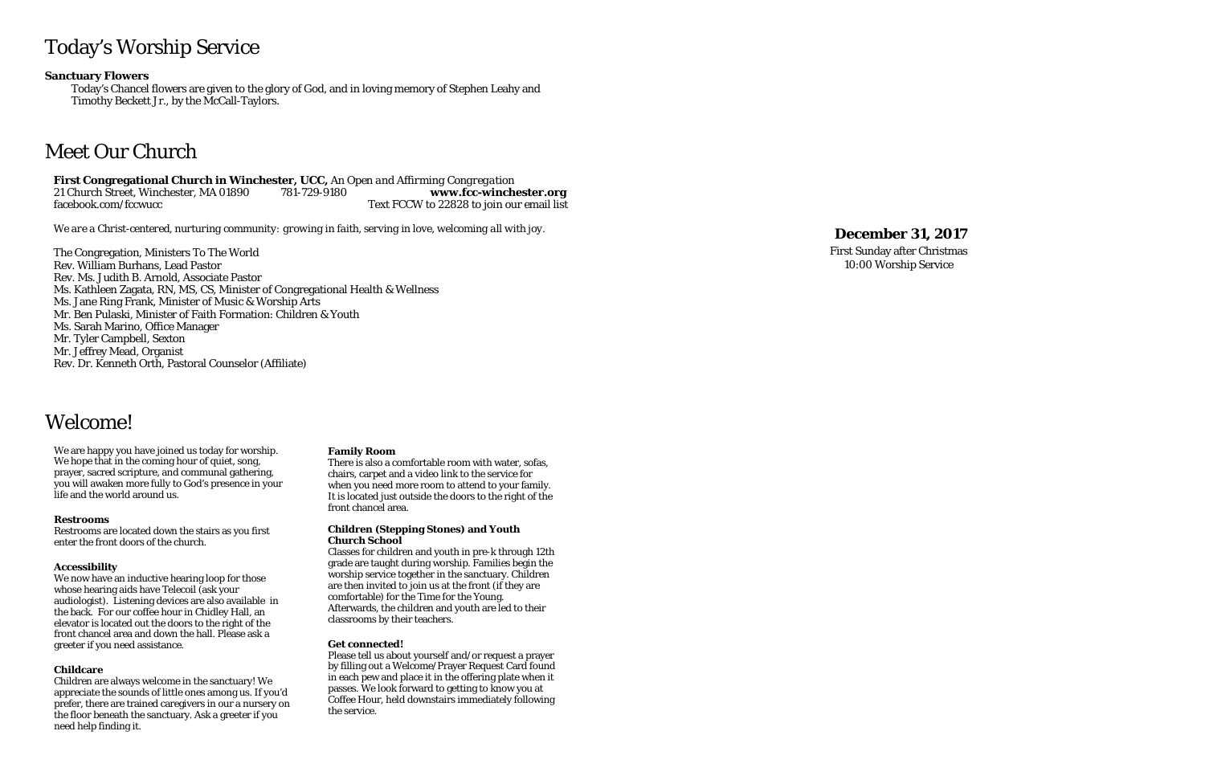# Today's Worship Service

**Sanctuary Flowers**

Today's Chancel flowers are given to the glory of God, and in loving memory of Stephen Leahy and Timothy Beckett Jr., by the McCall-Taylors.

# Meet Our Church

***First Congregational Church in Winchester, UCC,*** *An Open and Affirming Congregation*
21 Church Street, Winchester, MA 01890 781-729-9180 **www.fcc-winchester.org**
facebook.com/fccwucc Text FCCW to 22828 to join our email list

*We are a Christ-centered, nurturing community: growing in faith, serving in love, welcoming all with joy.*

The Congregation, Ministers To The World
Rev. William Burhans, Lead Pastor
Rev. Ms. Judith B. Arnold, Associate Pastor
Ms. Kathleen Zagata, RN, MS, CS, Minister of Congregational Health & Wellness
Ms. Jane Ring Frank, Minister of Music & Worship Arts
Mr. Ben Pulaski, Minister of Faith Formation: Children & Youth
Ms. Sarah Marino, Office Manager
Mr. Tyler Campbell, Sexton
Mr. Jeffrey Mead, Organist
Rev. Dr. Kenneth Orth, Pastoral Counselor (Affiliate)

# Welcome!

We are happy you have joined us today for worship. We hope that in the coming hour of quiet, song, prayer, sacred scripture, and communal gathering, you will awaken more fully to God's presence in your life and the world around us.

**Restrooms**
Restrooms are located down the stairs as you first enter the front doors of the church.

**Accessibility**
We now have an inductive hearing loop for those whose hearing aids have Telecoil (ask your audiologist). Listening devices are also available in the back. For our coffee hour in Chidley Hall, an elevator is located out the doors to the right of the front chancel area and down the hall. Please ask a greeter if you need assistance.

**Childcare**
Children are always welcome in the sanctuary! We appreciate the sounds of little ones among us. If you'd prefer, there are trained caregivers in our a nursery on the floor beneath the sanctuary. Ask a greeter if you need help finding it.

**Family Room**
There is also a comfortable room with water, sofas, chairs, carpet and a video link to the service for when you need more room to attend to your family. It is located just outside the doors to the right of the front chancel area.

**Children (Stepping Stones) and Youth Church School**
Classes for children and youth in pre-k through 12th grade are taught during worship. Families begin the worship service together in the sanctuary. Children are then invited to join us at the front (if they are comfortable) for the Time for the Young. Afterwards, the children and youth are led to their classrooms by their teachers.

**Get connected!**
Please tell us about yourself and/or request a prayer by filling out a Welcome/Prayer Request Card found in each pew and place it in the offering plate when it passes. We look forward to getting to know you at Coffee Hour, held downstairs immediately following the service.

**December 31, 2017**
First Sunday after Christmas
10:00 Worship Service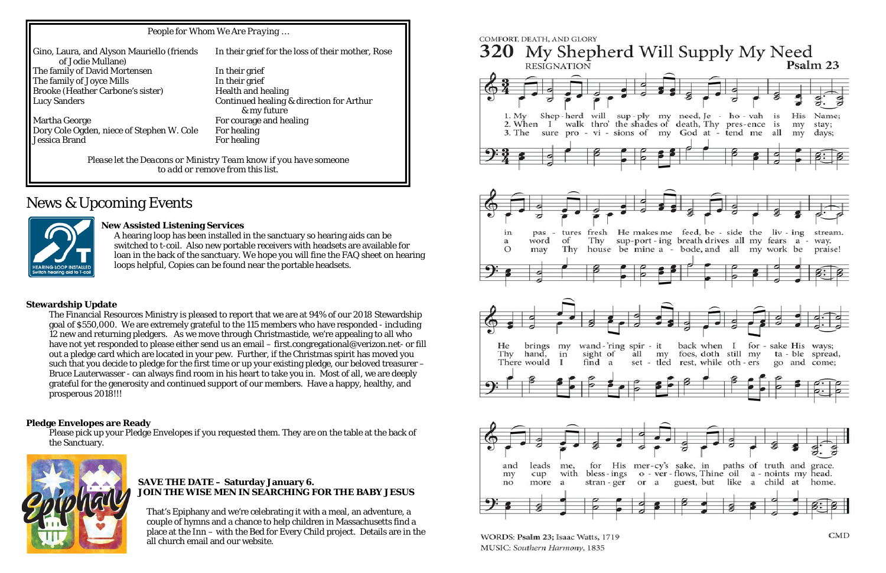People for Whom We Are Praying …

| | |
|---|---|
| Gino, Laura, and Alyson Mauriello (friends of Jodie Mullane) | In their grief for the loss of their mother, Rose |
| The family of David Mortensen | In their grief |
| The family of Joyce Mills | In their grief |
| Brooke (Heather Carbone's sister) | Health and healing |
| Lucy Sanders | Continued healing & direction for Arthur & my future |
| Martha George | For courage and healing |
| Dory Cole Ogden, niece of Stephen W. Cole | For healing |
| Jessica Brand | For healing |

*Please let the Deacons or Ministry Team know if you have someone to add or remove from this list.*

# News & Upcoming Events

**New Assisted Listening Services**

A hearing loop has been installed in the sanctuary so hearing aids can be switched to t-coil. Also new portable receivers with headsets are available for loan in the back of the sanctuary. We hope you will fine the FAQ sheet on hearing loops helpful, Copies can be found near the portable headsets.

**Stewardship Update**

The Financial Resources Ministry is pleased to report that we are at 94% of our 2018 Stewardship goal of $550,000. We are extremely grateful to the 115 members who have responded - including 12 new and returning pledgers. As we move through Christmastide, we're appealing to all who have not yet responded to please either send us an email – first.congregational@verizon.net- or fill out a pledge card which are located in your pew. Further, if the Christmas spirit has moved you such that you decide to pledge for the first time or up your existing pledge, our beloved treasurer – Bruce Lauterwasser - can always find room in his heart to take you in. Most of all, we are deeply grateful for the generosity and continued support of our members. Have a happy, healthy, and prosperous 2018!!!

**Pledge Envelopes are Ready**

Please pick up your Pledge Envelopes if you requested them. They are on the table at the back of the Sanctuary.

**SAVE THE DATE – Saturday January 6.**
**JOIN THE WISE MEN IN SEARCHING FOR THE BABY JESUS**

That's Epiphany and we're celebrating it with a meal, an adventure, a couple of hymns and a chance to help children in Massachusetts find a place at the Inn – with the Bed for Every Child project. Details are in the all church email and our website.

COMFORT, DEATH, AND GLORY

## 320 My Shepherd Will Supply My Need

RESIGNATION — Psalm 23

1. My Shepherd will supply my need, Jehovah is His Name; in pastures fresh He makes me feed, beside the living stream. He brings my wand'ring spirit back when I forsake His ways; and leads me, for His mercy's sake, in paths of truth and grace.

2. When I walk thro' the shades of death, Thy presence is my stay; a word of Thy supporting breath drives all my fears away. Thy hand, in sight of all my foes, doth still my table spread, my cup with blessings overflows, Thine oil anoints my head.

3. The sure provisions of my God attend me all my days; O may Thy house be mine abode, and all my work be praise! There would I find a settled rest, while others go and come; no more a stranger or a guest, but like a child at home.

WORDS: Psalm 23; Isaac Watts, 1719
MUSIC: *Southern Harmony*, 1835

CMD